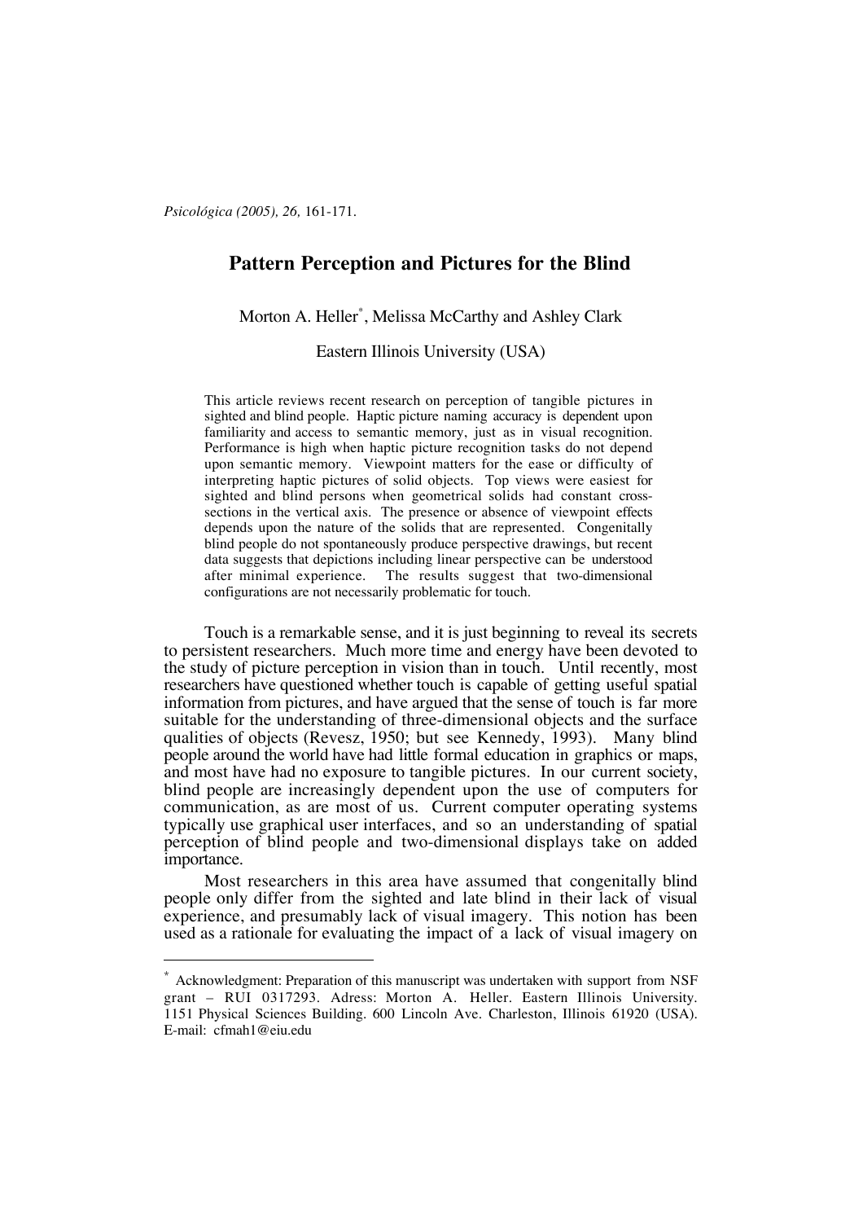# Pattern Perception and Pictures for the Blind

Morton A. Heller[*], Melissa McCarthy and Ashley Clark

Eastern Illinois University (USA)

> This article reviews recent research on perception of tangible pictures in sighted and blind people. Haptic picture naming accuracy is dependent upon familiarity and access to semantic memory, just as in visual recognition. Performance is high when haptic picture recognition tasks do not depend upon semantic memory. Viewpoint matters for the ease or difficulty of interpreting haptic pictures of solid objects. Top views were easiest for sighted and blind persons when geometrical solids had constant cross-sections in the vertical axis. The presence or absence of viewpoint effects depends upon the nature of the solids that are represented. Congenitally blind people do not spontaneously produce perspective drawings, but recent data suggests that depictions including linear perspective can be understood after minimal experience. The results suggest that two-dimensional configurations are not necessarily problematic for touch.

Touch is a remarkable sense, and it is just beginning to reveal its secrets to persistent researchers. Much more time and energy have been devoted to the study of picture perception in vision than in touch. Until recently, most researchers have questioned whether touch is capable of getting useful spatial information from pictures, and have argued that the sense of touch is far more suitable for the understanding of three-dimensional objects and the surface qualities of objects (Revesz, 1950; but see Kennedy, 1993). Many blind people around the world have had little formal education in graphics or maps, and most have had no exposure to tangible pictures. In our current society, blind people are increasingly dependent upon the use of computers for communication, as are most of us. Current computer operating systems typically use graphical user interfaces, and so an understanding of spatial perception of blind people and two-dimensional displays take on added importance.

Most researchers in this area have assumed that congenitally blind people only differ from the sighted and late blind in their lack of visual experience, and presumably lack of visual imagery. This notion has been used as a rationale for evaluating the impact of a lack of visual imagery on

---

[*] Acknowledgment: Preparation of this manuscript was undertaken with support from NSF grant – RUI 0317293. Adress: Morton A. Heller. Eastern Illinois University. 1151 Physical Sciences Building. 600 Lincoln Ave. Charleston, Illinois 61920 (USA). E-mail: cfmah1@eiu.edu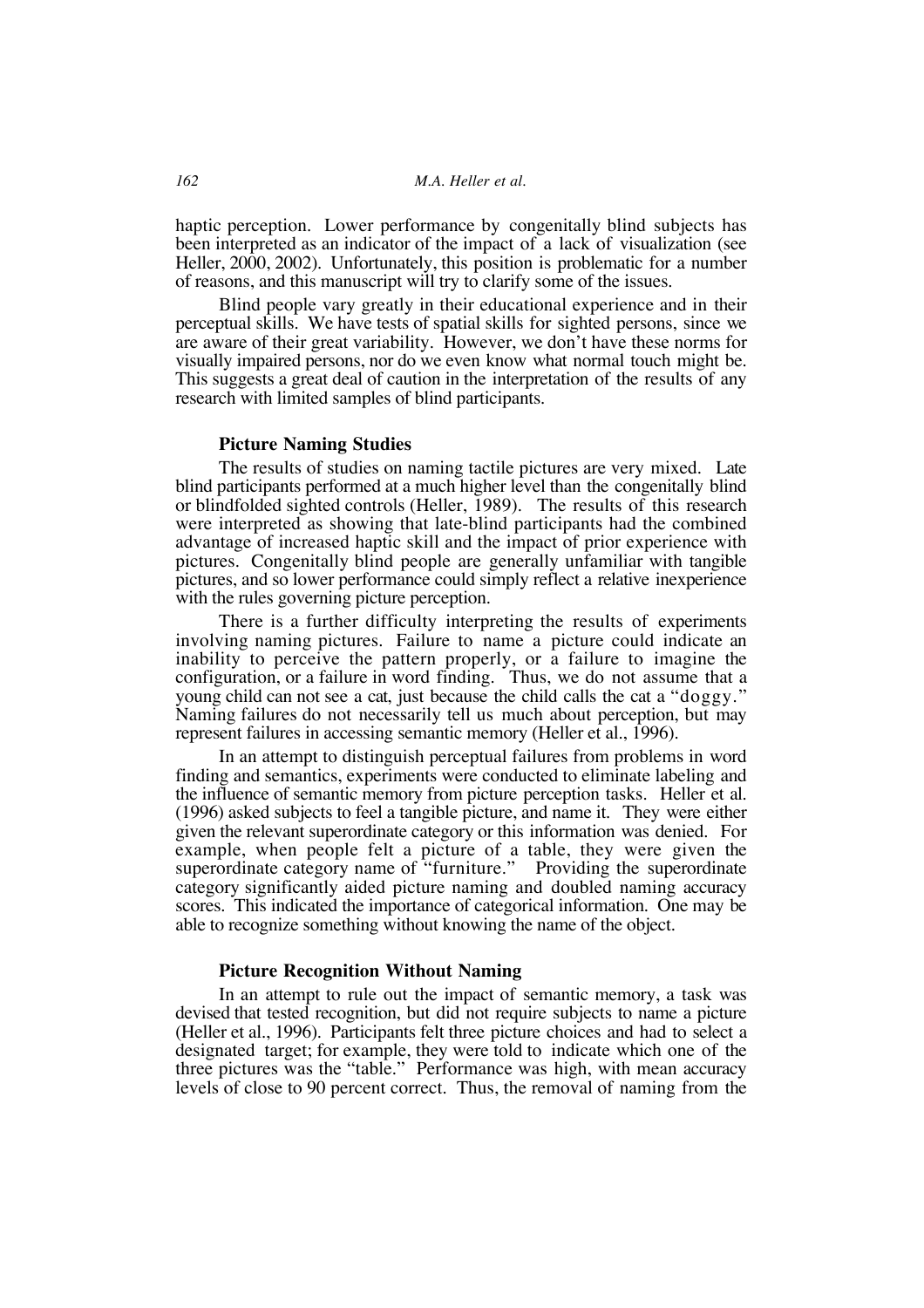haptic perception. Lower performance by congenitally blind subjects has been interpreted as an indicator of the impact of a lack of visualization (see Heller, 2000, 2002). Unfortunately, this position is problematic for a number of reasons, and this manuscript will try to clarify some of the issues.

Blind people vary greatly in their educational experience and in their perceptual skills. We have tests of spatial skills for sighted persons, since we are aware of their great variability. However, we don't have these norms for visually impaired persons, nor do we even know what normal touch might be. This suggests a great deal of caution in the interpretation of the results of any research with limited samples of blind participants.

### Picture Naming Studies

The results of studies on naming tactile pictures are very mixed. Late blind participants performed at a much higher level than the congenitally blind or blindfolded sighted controls (Heller, 1989). The results of this research were interpreted as showing that late-blind participants had the combined advantage of increased haptic skill and the impact of prior experience with pictures. Congenitally blind people are generally unfamiliar with tangible pictures, and so lower performance could simply reflect a relative inexperience with the rules governing picture perception.

There is a further difficulty interpreting the results of experiments involving naming pictures. Failure to name a picture could indicate an inability to perceive the pattern properly, or a failure to imagine the configuration, or a failure in word finding. Thus, we do not assume that a young child can not see a cat, just because the child calls the cat a "doggy." Naming failures do not necessarily tell us much about perception, but may represent failures in accessing semantic memory (Heller et al., 1996).

In an attempt to distinguish perceptual failures from problems in word finding and semantics, experiments were conducted to eliminate labeling and the influence of semantic memory from picture perception tasks. Heller et al. (1996) asked subjects to feel a tangible picture, and name it. They were either given the relevant superordinate category or this information was denied. For example, when people felt a picture of a table, they were given the superordinate category name of "furniture." Providing the superordinate category significantly aided picture naming and doubled naming accuracy scores. This indicated the importance of categorical information. One may be able to recognize something without knowing the name of the object.

### Picture Recognition Without Naming

In an attempt to rule out the impact of semantic memory, a task was devised that tested recognition, but did not require subjects to name a picture (Heller et al., 1996). Participants felt three picture choices and had to select a designated target; for example, they were told to indicate which one of the three pictures was the "table." Performance was high, with mean accuracy levels of close to 90 percent correct. Thus, the removal of naming from the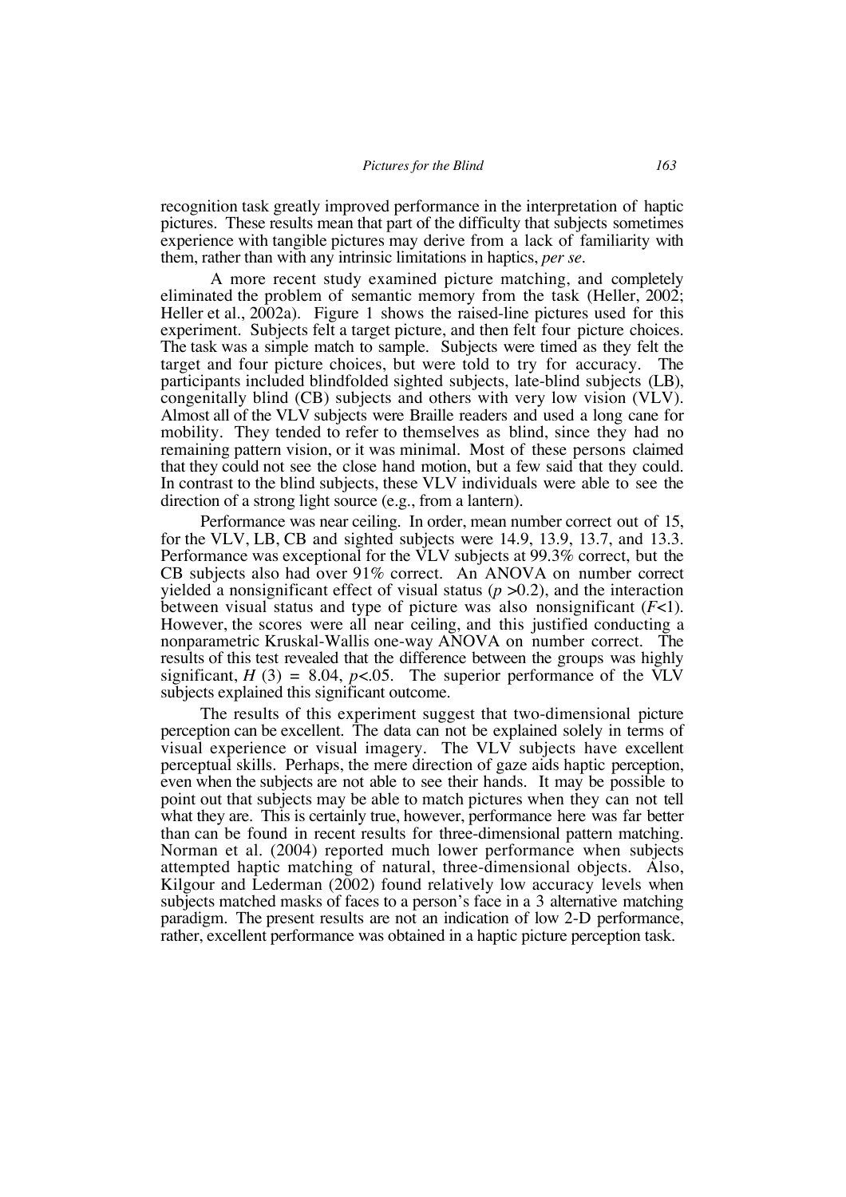recognition task greatly improved performance in the interpretation of haptic pictures. These results mean that part of the difficulty that subjects sometimes experience with tangible pictures may derive from a lack of familiarity with them, rather than with any intrinsic limitations in haptics, *per se*.

A more recent study examined picture matching, and completely eliminated the problem of semantic memory from the task (Heller, 2002; Heller et al., 2002a). Figure 1 shows the raised-line pictures used for this experiment. Subjects felt a target picture, and then felt four picture choices. The task was a simple match to sample. Subjects were timed as they felt the target and four picture choices, but were told to try for accuracy. The participants included blindfolded sighted subjects, late-blind subjects (LB), congenitally blind (CB) subjects and others with very low vision (VLV). Almost all of the VLV subjects were Braille readers and used a long cane for mobility. They tended to refer to themselves as blind, since they had no remaining pattern vision, or it was minimal. Most of these persons claimed that they could not see the close hand motion, but a few said that they could. In contrast to the blind subjects, these VLV individuals were able to see the direction of a strong light source (e.g., from a lantern).

Performance was near ceiling. In order, mean number correct out of 15, for the VLV, LB, CB and sighted subjects were 14.9, 13.9, 13.7, and 13.3. Performance was exceptional for the VLV subjects at 99.3% correct, but the CB subjects also had over 91% correct. An ANOVA on number correct yielded a nonsignificant effect of visual status ($p > 0.2$), and the interaction between visual status and type of picture was also nonsignificant ($F<1$). However, the scores were all near ceiling, and this justified conducting a nonparametric Kruskal-Wallis one-way ANOVA on number correct. The results of this test revealed that the difference between the groups was highly significant, $H(3) = 8.04$, $p<.05$. The superior performance of the VLV subjects explained this significant outcome.

The results of this experiment suggest that two-dimensional picture perception can be excellent. The data can not be explained solely in terms of visual experience or visual imagery. The VLV subjects have excellent perceptual skills. Perhaps, the mere direction of gaze aids haptic perception, even when the subjects are not able to see their hands. It may be possible to point out that subjects may be able to match pictures when they can not tell what they are. This is certainly true, however, performance here was far better than can be found in recent results for three-dimensional pattern matching. Norman et al. (2004) reported much lower performance when subjects attempted haptic matching of natural, three-dimensional objects. Also, Kilgour and Lederman (2002) found relatively low accuracy levels when subjects matched masks of faces to a person's face in a 3 alternative matching paradigm. The present results are not an indication of low 2-D performance, rather, excellent performance was obtained in a haptic picture perception task.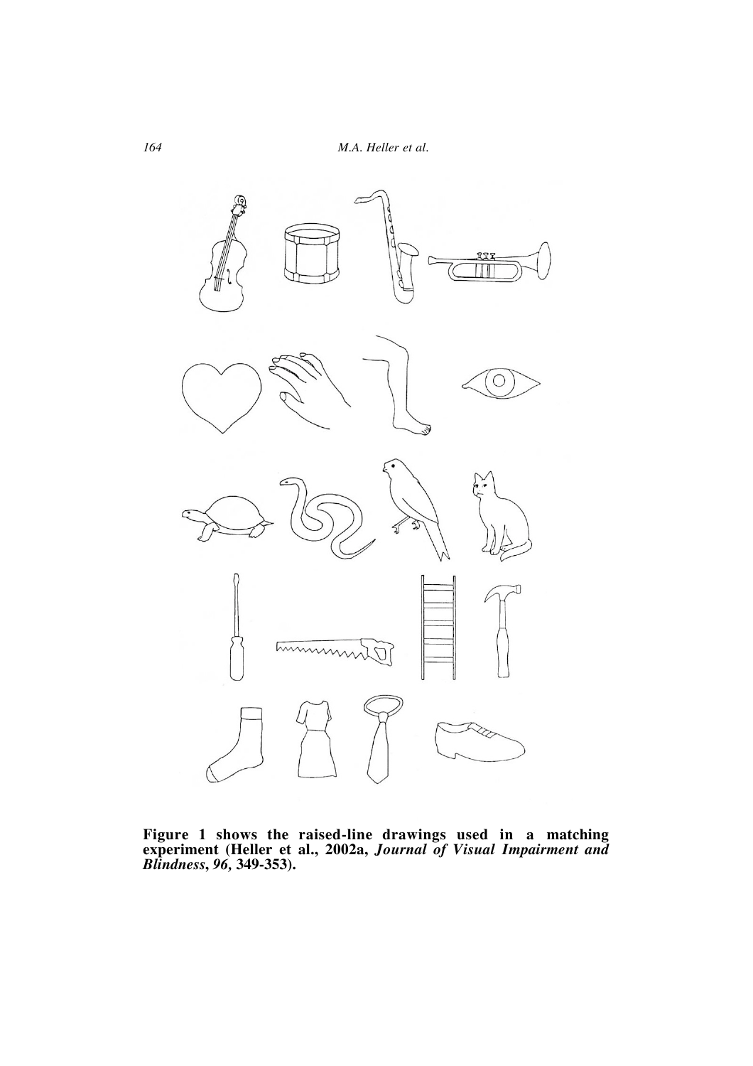**Figure 1 shows the raised-line drawings used in a matching experiment (Heller et al., 2002a, *Journal of Visual Impairment and Blindness*, *96*, 349-353).**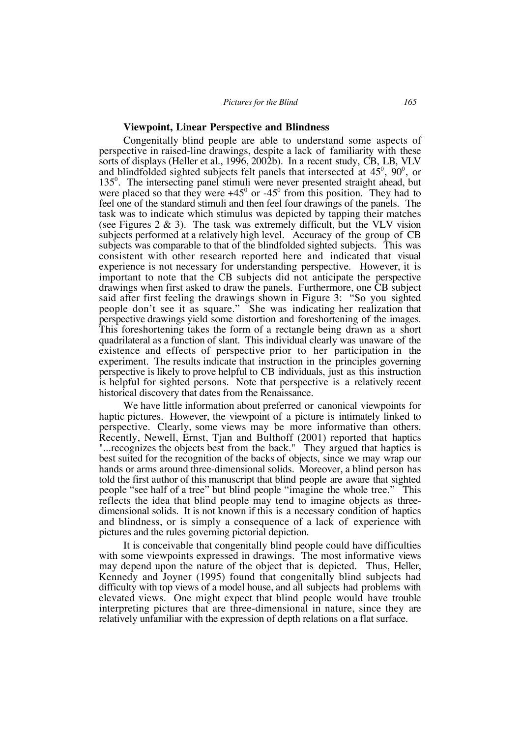### Viewpoint, Linear Perspective and Blindness

Congenitally blind people are able to understand some aspects of perspective in raised-line drawings, despite a lack of familiarity with these sorts of displays (Heller et al., 1996, 2002b). In a recent study, CB, LB, VLV and blindfolded sighted subjects felt panels that intersected at $45^0$, $90^0$, or $135^0$. The intersecting panel stimuli were never presented straight ahead, but were placed so that they were $+45^0$ or $-45^0$ from this position. They had to feel one of the standard stimuli and then feel four drawings of the panels. The task was to indicate which stimulus was depicted by tapping their matches (see Figures 2 & 3). The task was extremely difficult, but the VLV vision subjects performed at a relatively high level. Accuracy of the group of CB subjects was comparable to that of the blindfolded sighted subjects. This was consistent with other research reported here and indicated that visual experience is not necessary for understanding perspective. However, it is important to note that the CB subjects did not anticipate the perspective drawings when first asked to draw the panels. Furthermore, one CB subject said after first feeling the drawings shown in Figure 3: "So you sighted people don't see it as square." She was indicating her realization that perspective drawings yield some distortion and foreshortening of the images. This foreshortening takes the form of a rectangle being drawn as a short quadrilateral as a function of slant. This individual clearly was unaware of the existence and effects of perspective prior to her participation in the experiment. The results indicate that instruction in the principles governing perspective is likely to prove helpful to CB individuals, just as this instruction is helpful for sighted persons. Note that perspective is a relatively recent historical discovery that dates from the Renaissance.

We have little information about preferred or canonical viewpoints for haptic pictures. However, the viewpoint of a picture is intimately linked to perspective. Clearly, some views may be more informative than others. Recently, Newell, Ernst, Tjan and Bulthoff (2001) reported that haptics "...recognizes the objects best from the back." They argued that haptics is best suited for the recognition of the backs of objects, since we may wrap our hands or arms around three-dimensional solids. Moreover, a blind person has told the first author of this manuscript that blind people are aware that sighted people "see half of a tree" but blind people "imagine the whole tree." This reflects the idea that blind people may tend to imagine objects as three-dimensional solids. It is not known if this is a necessary condition of haptics and blindness, or is simply a consequence of a lack of experience with pictures and the rules governing pictorial depiction.

It is conceivable that congenitally blind people could have difficulties with some viewpoints expressed in drawings. The most informative views may depend upon the nature of the object that is depicted. Thus, Heller, Kennedy and Joyner (1995) found that congenitally blind subjects had difficulty with top views of a model house, and all subjects had problems with elevated views. One might expect that blind people would have trouble interpreting pictures that are three-dimensional in nature, since they are relatively unfamiliar with the expression of depth relations on a flat surface.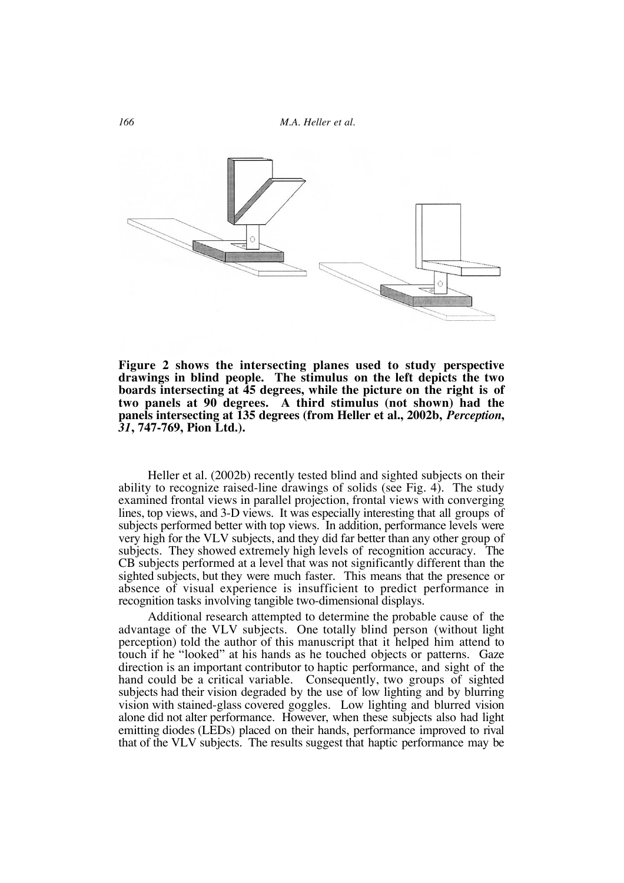**Figure 2 shows the intersecting planes used to study perspective drawings in blind people. The stimulus on the left depicts the two boards intersecting at 45 degrees, while the picture on the right is of two panels at 90 degrees. A third stimulus (not shown) had the panels intersecting at 135 degrees (from Heller et al., 2002b, *Perception*, *31*, 747-769, Pion Ltd.).**

Heller et al. (2002b) recently tested blind and sighted subjects on their ability to recognize raised-line drawings of solids (see Fig. 4). The study examined frontal views in parallel projection, frontal views with converging lines, top views, and 3-D views. It was especially interesting that all groups of subjects performed better with top views. In addition, performance levels were very high for the VLV subjects, and they did far better than any other group of subjects. They showed extremely high levels of recognition accuracy. The CB subjects performed at a level that was not significantly different than the sighted subjects, but they were much faster. This means that the presence or absence of visual experience is insufficient to predict performance in recognition tasks involving tangible two-dimensional displays.

Additional research attempted to determine the probable cause of the advantage of the VLV subjects. One totally blind person (without light perception) told the author of this manuscript that it helped him attend to touch if he "looked" at his hands as he touched objects or patterns. Gaze direction is an important contributor to haptic performance, and sight of the hand could be a critical variable. Consequently, two groups of sighted subjects had their vision degraded by the use of low lighting and by blurring vision with stained-glass covered goggles. Low lighting and blurred vision alone did not alter performance. However, when these subjects also had light emitting diodes (LEDs) placed on their hands, performance improved to rival that of the VLV subjects. The results suggest that haptic performance may be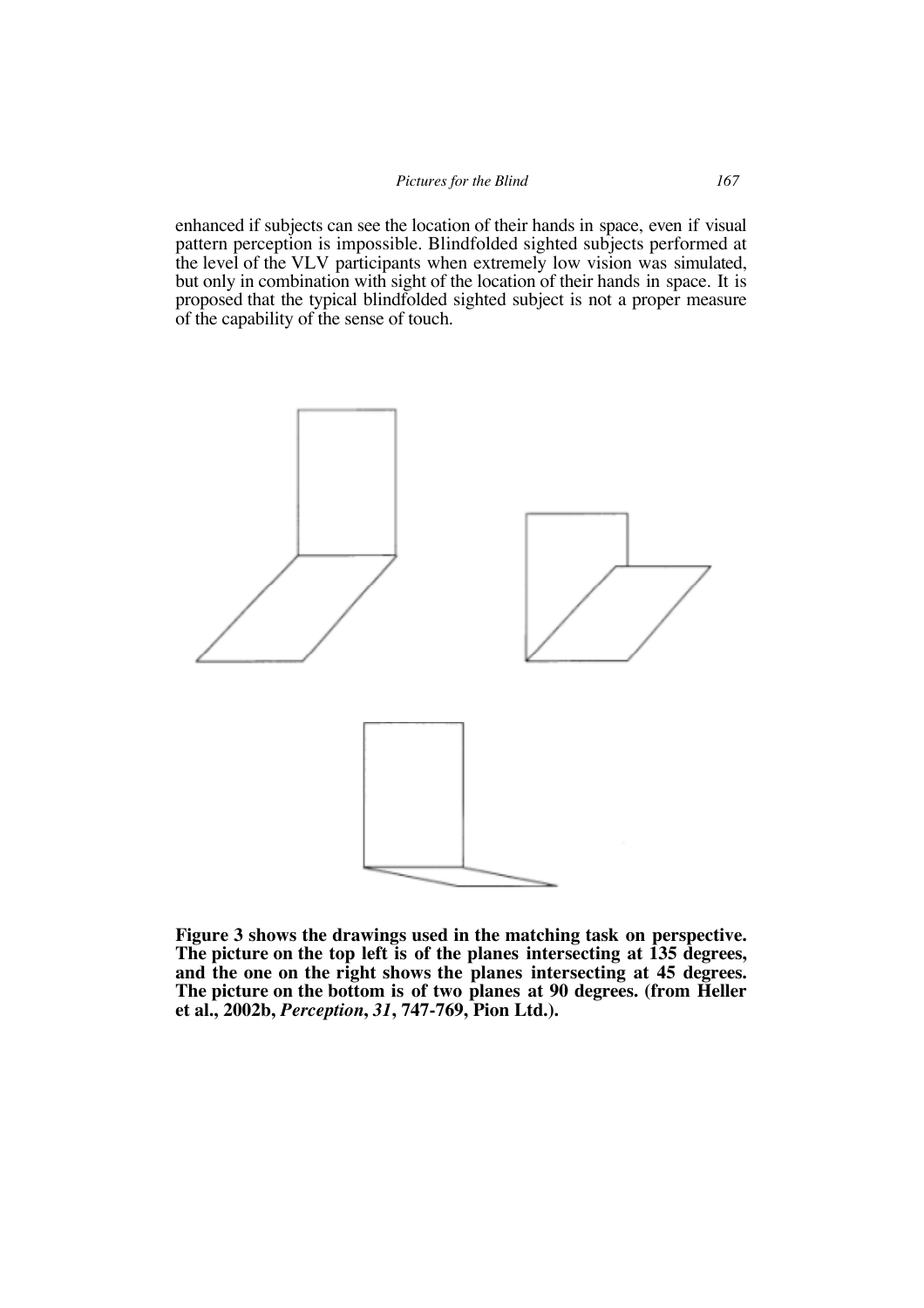enhanced if subjects can see the location of their hands in space, even if visual pattern perception is impossible. Blindfolded sighted subjects performed at the level of the VLV participants when extremely low vision was simulated, but only in combination with sight of the location of their hands in space. It is proposed that the typical blindfolded sighted subject is not a proper measure of the capability of the sense of touch.

**Figure 3 shows the drawings used in the matching task on perspective. The picture on the top left is of the planes intersecting at 135 degrees, and the one on the right shows the planes intersecting at 45 degrees. The picture on the bottom is of two planes at 90 degrees. (from Heller et al., 2002b, *Perception*, *31*, 747-769, Pion Ltd.).**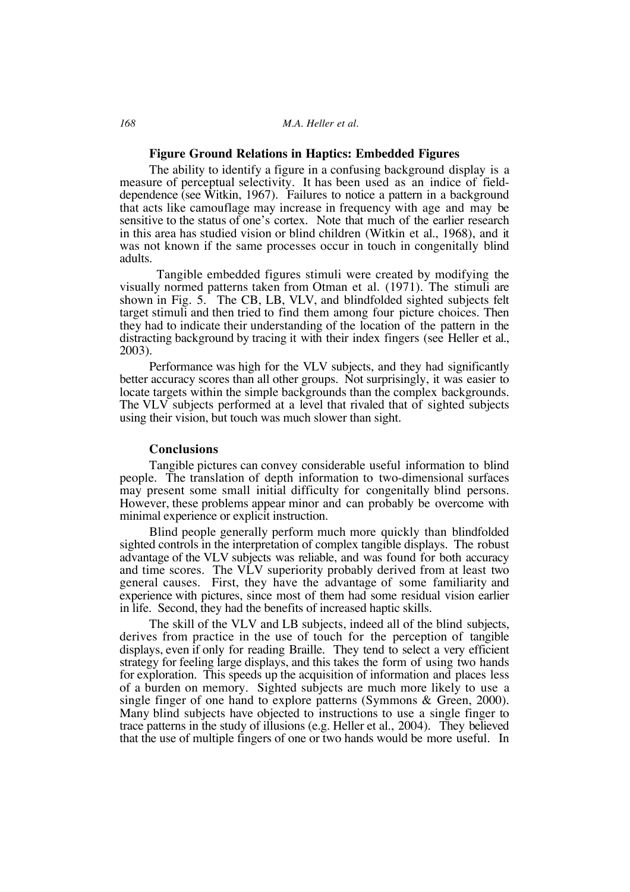### Figure Ground Relations in Haptics: Embedded Figures

The ability to identify a figure in a confusing background display is a measure of perceptual selectivity. It has been used as an indice of field-dependence (see Witkin, 1967). Failures to notice a pattern in a background that acts like camouflage may increase in frequency with age and may be sensitive to the status of one's cortex. Note that much of the earlier research in this area has studied vision or blind children (Witkin et al., 1968), and it was not known if the same processes occur in touch in congenitally blind adults.

Tangible embedded figures stimuli were created by modifying the visually normed patterns taken from Otman et al. (1971). The stimuli are shown in Fig. 5. The CB, LB, VLV, and blindfolded sighted subjects felt target stimuli and then tried to find them among four picture choices. Then they had to indicate their understanding of the location of the pattern in the distracting background by tracing it with their index fingers (see Heller et al., 2003).

Performance was high for the VLV subjects, and they had significantly better accuracy scores than all other groups. Not surprisingly, it was easier to locate targets within the simple backgrounds than the complex backgrounds. The VLV subjects performed at a level that rivaled that of sighted subjects using their vision, but touch was much slower than sight.

### Conclusions

Tangible pictures can convey considerable useful information to blind people. The translation of depth information to two-dimensional surfaces may present some small initial difficulty for congenitally blind persons. However, these problems appear minor and can probably be overcome with minimal experience or explicit instruction.

Blind people generally perform much more quickly than blindfolded sighted controls in the interpretation of complex tangible displays. The robust advantage of the VLV subjects was reliable, and was found for both accuracy and time scores. The VLV superiority probably derived from at least two general causes. First, they have the advantage of some familiarity and experience with pictures, since most of them had some residual vision earlier in life. Second, they had the benefits of increased haptic skills.

The skill of the VLV and LB subjects, indeed all of the blind subjects, derives from practice in the use of touch for the perception of tangible displays, even if only for reading Braille. They tend to select a very efficient strategy for feeling large displays, and this takes the form of using two hands for exploration. This speeds up the acquisition of information and places less of a burden on memory. Sighted subjects are much more likely to use a single finger of one hand to explore patterns (Symmons & Green, 2000). Many blind subjects have objected to instructions to use a single finger to trace patterns in the study of illusions (e.g. Heller et al., 2004). They believed that the use of multiple fingers of one or two hands would be more useful. In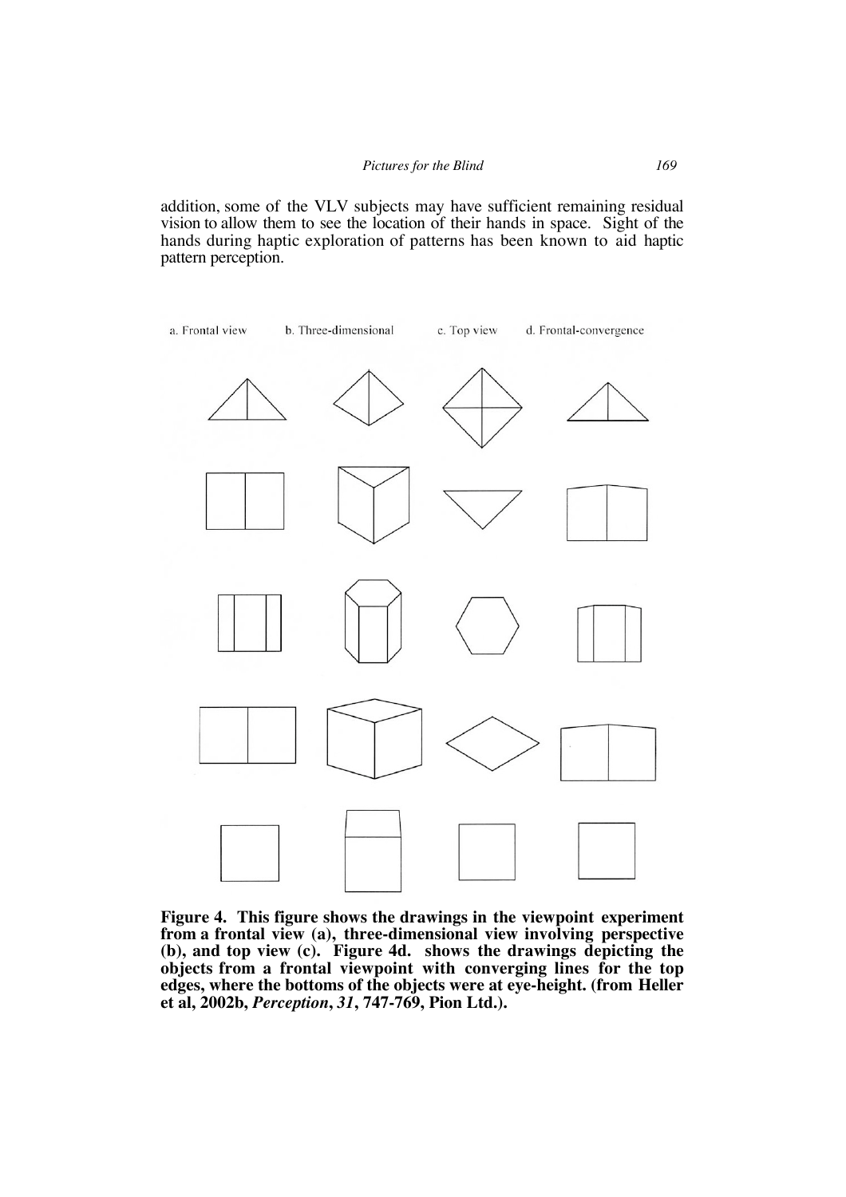addition, some of the VLV subjects may have sufficient remaining residual vision to allow them to see the location of their hands in space. Sight of the hands during haptic exploration of patterns has been known to aid haptic pattern perception.

**Figure 4. This figure shows the drawings in the viewpoint experiment from a frontal view (a), three-dimensional view involving perspective (b), and top view (c). Figure 4d. shows the drawings depicting the objects from a frontal viewpoint with converging lines for the top edges, where the bottoms of the objects were at eye-height. (from Heller et al, 2002b, *Perception*, *31*, 747-769, Pion Ltd.).**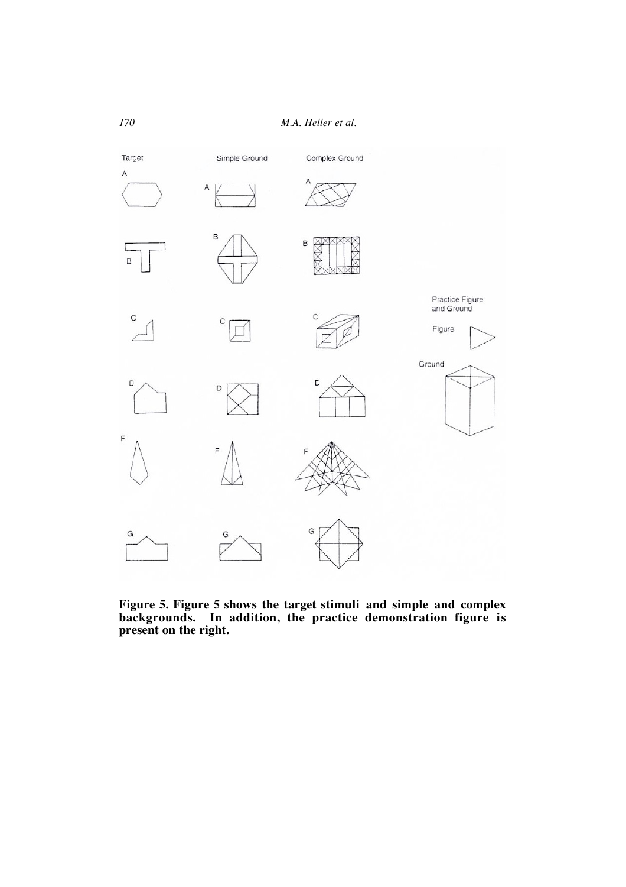**Figure 5. Figure 5 shows the target stimuli and simple and complex backgrounds. In addition, the practice demonstration figure is present on the right.**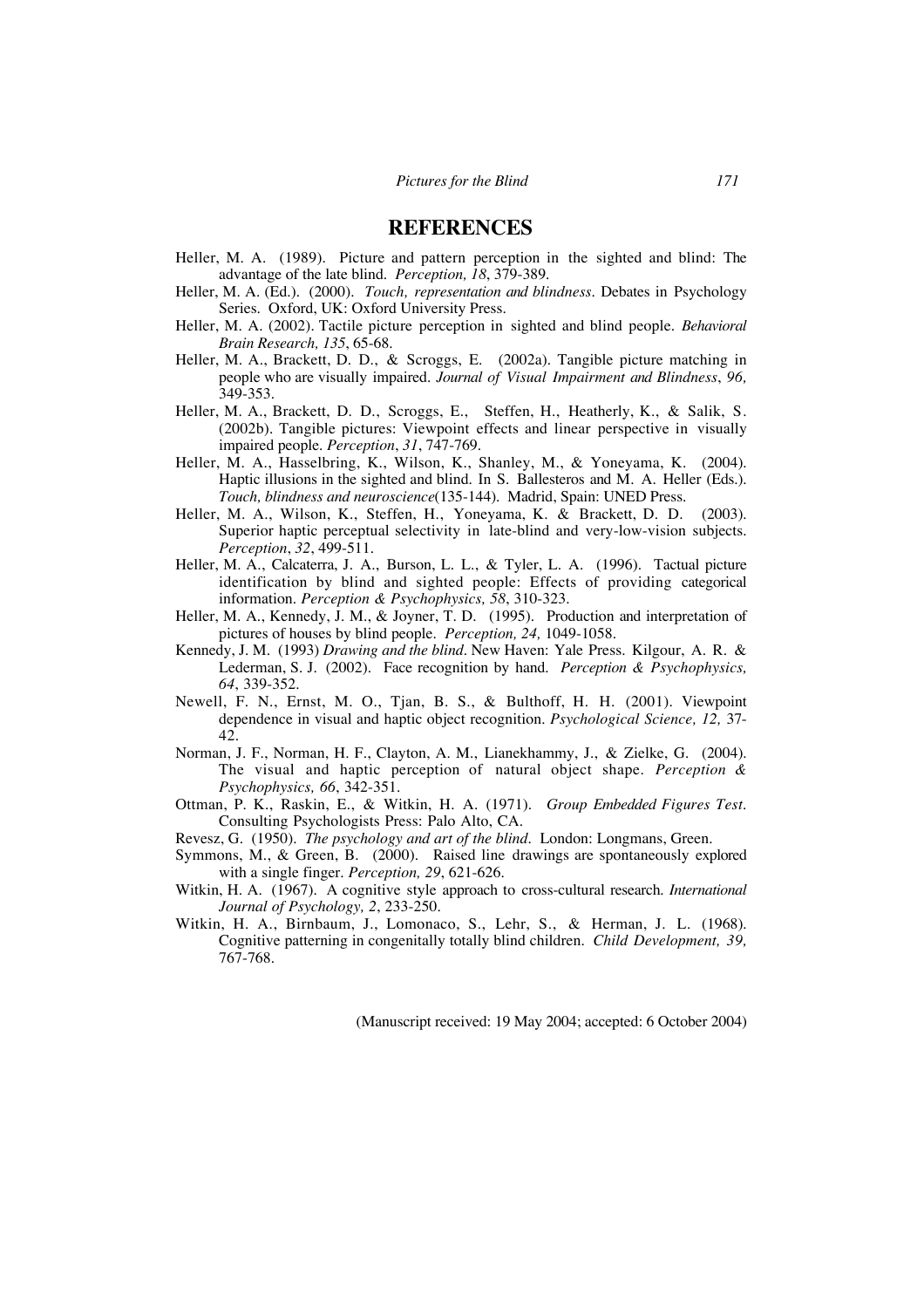# REFERENCES

Heller, M. A. (1989). Picture and pattern perception in the sighted and blind: The advantage of the late blind. *Perception, 18*, 379-389.

Heller, M. A. (Ed.). (2000). *Touch, representation and blindness*. Debates in Psychology Series. Oxford, UK: Oxford University Press.

Heller, M. A. (2002). Tactile picture perception in sighted and blind people. *Behavioral Brain Research, 135*, 65-68.

Heller, M. A., Brackett, D. D., & Scroggs, E. (2002a). Tangible picture matching in people who are visually impaired. *Journal of Visual Impairment and Blindness*, *96,* 349-353.

Heller, M. A., Brackett, D. D., Scroggs, E., Steffen, H., Heatherly, K., & Salik, S. (2002b). Tangible pictures: Viewpoint effects and linear perspective in visually impaired people. *Perception*, *31*, 747-769.

Heller, M. A., Hasselbring, K., Wilson, K., Shanley, M., & Yoneyama, K. (2004). Haptic illusions in the sighted and blind. In S. Ballesteros and M. A. Heller (Eds.). *Touch, blindness and neuroscience*(135-144). Madrid, Spain: UNED Press.

Heller, M. A., Wilson, K., Steffen, H., Yoneyama, K. & Brackett, D. D. (2003). Superior haptic perceptual selectivity in late-blind and very-low-vision subjects. *Perception*, *32*, 499-511.

Heller, M. A., Calcaterra, J. A., Burson, L. L., & Tyler, L. A. (1996). Tactual picture identification by blind and sighted people: Effects of providing categorical information. *Perception & Psychophysics, 58*, 310-323.

Heller, M. A., Kennedy, J. M., & Joyner, T. D. (1995). Production and interpretation of pictures of houses by blind people. *Perception, 24,* 1049-1058.

Kennedy, J. M. (1993) *Drawing and the blind*. New Haven: Yale Press. Kilgour, A. R. & Lederman, S. J. (2002). Face recognition by hand. *Perception & Psychophysics, 64*, 339-352.

Newell, F. N., Ernst, M. O., Tjan, B. S., & Bulthoff, H. H. (2001). Viewpoint dependence in visual and haptic object recognition. *Psychological Science, 12,* 37-42.

Norman, J. F., Norman, H. F., Clayton, A. M., Lianekhammy, J., & Zielke, G. (2004). The visual and haptic perception of natural object shape. *Perception & Psychophysics, 66*, 342-351.

Ottman, P. K., Raskin, E., & Witkin, H. A. (1971). *Group Embedded Figures Test*. Consulting Psychologists Press: Palo Alto, CA.

Revesz, G. (1950). *The psychology and art of the blind*. London: Longmans, Green.

Symmons, M., & Green, B. (2000). Raised line drawings are spontaneously explored with a single finger. *Perception, 29*, 621-626.

Witkin, H. A. (1967). A cognitive style approach to cross-cultural research. *International Journal of Psychology, 2*, 233-250.

Witkin, H. A., Birnbaum, J., Lomonaco, S., Lehr, S., & Herman, J. L. (1968). Cognitive patterning in congenitally totally blind children. *Child Development, 39,* 767-768.

(Manuscript received: 19 May 2004; accepted: 6 October 2004)